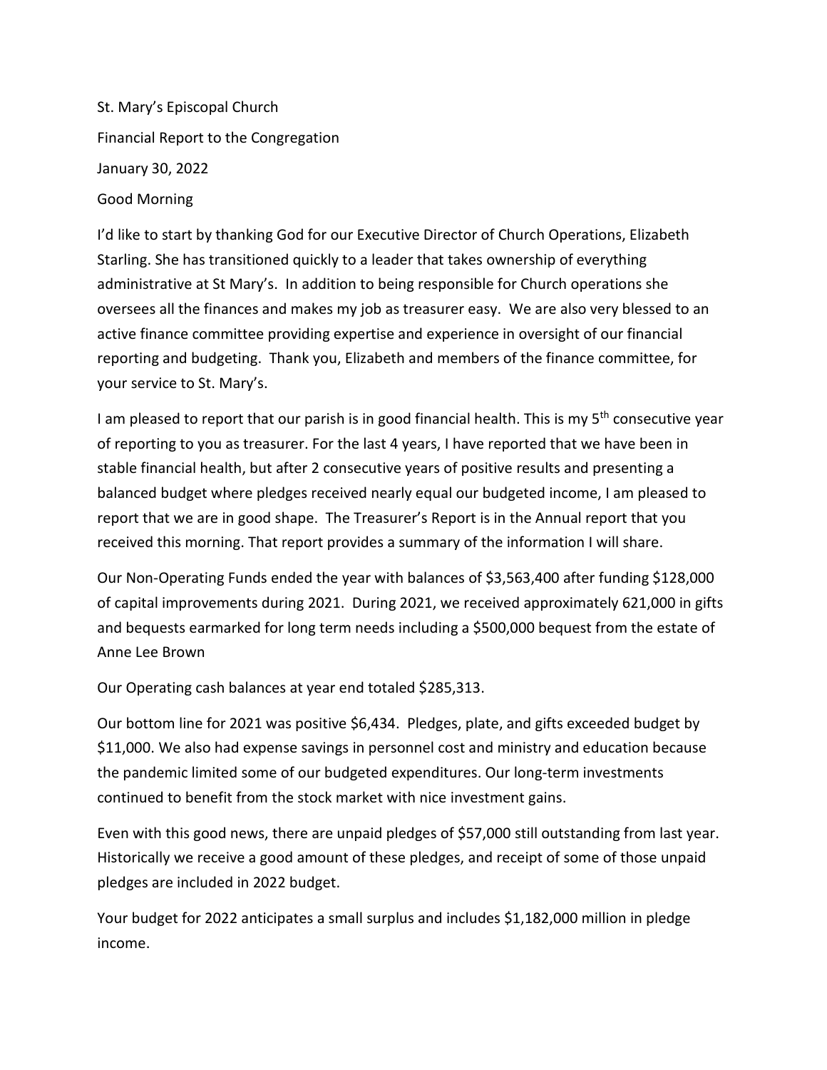St. Mary's Episcopal Church

Financial Report to the Congregation

January 30, 2022

Good Morning

I'd like to start by thanking God for our Executive Director of Church Operations, Elizabeth Starling. She has transitioned quickly to a leader that takes ownership of everything administrative at St Mary's. In addition to being responsible for Church operations she oversees all the finances and makes my job as treasurer easy. We are also very blessed to an active finance committee providing expertise and experience in oversight of our financial reporting and budgeting. Thank you, Elizabeth and members of the finance committee, for your service to St. Mary's.

I am pleased to report that our parish is in good financial health. This is my 5th consecutive year of reporting to you as treasurer. For the last 4 years, I have reported that we have been in stable financial health, but after 2 consecutive years of positive results and presenting a balanced budget where pledges received nearly equal our budgeted income, I am pleased to report that we are in good shape. The Treasurer's Report is in the Annual report that you received this morning. That report provides a summary of the information I will share.

Our Non-Operating Funds ended the year with balances of $3,563,400 after funding $128,000 of capital improvements during 2021. During 2021, we received approximately 621,000 in gifts and bequests earmarked for long term needs including a $500,000 bequest from the estate of Anne Lee Brown

Our Operating cash balances at year end totaled $285,313.

Our bottom line for 2021 was positive $6,434. Pledges, plate, and gifts exceeded budget by $11,000. We also had expense savings in personnel cost and ministry and education because the pandemic limited some of our budgeted expenditures. Our long-term investments continued to benefit from the stock market with nice investment gains.

Even with this good news, there are unpaid pledges of $57,000 still outstanding from last year. Historically we receive a good amount of these pledges, and receipt of some of those unpaid pledges are included in 2022 budget.

Your budget for 2022 anticipates a small surplus and includes $1,182,000 million in pledge income.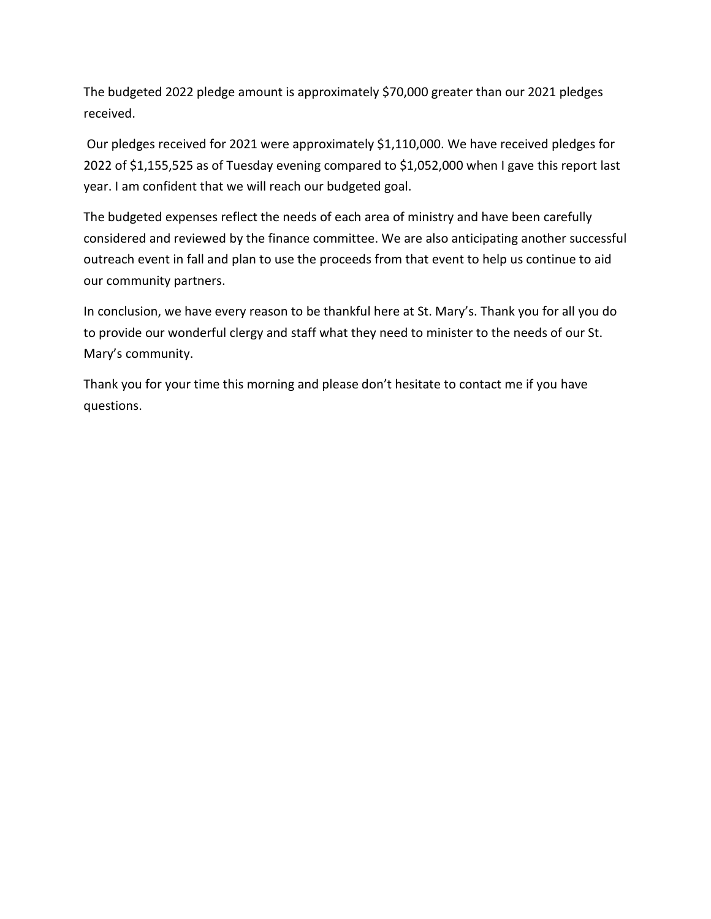The budgeted 2022 pledge amount is approximately $70,000 greater than our 2021 pledges received.

Our pledges received for 2021 were approximately $1,110,000. We have received pledges for 2022 of $1,155,525 as of Tuesday evening compared to $1,052,000 when I gave this report last year. I am confident that we will reach our budgeted goal.

The budgeted expenses reflect the needs of each area of ministry and have been carefully considered and reviewed by the finance committee. We are also anticipating another successful outreach event in fall and plan to use the proceeds from that event to help us continue to aid our community partners.

In conclusion, we have every reason to be thankful here at St. Mary's. Thank you for all you do to provide our wonderful clergy and staff what they need to minister to the needs of our St. Mary's community.

Thank you for your time this morning and please don't hesitate to contact me if you have questions.